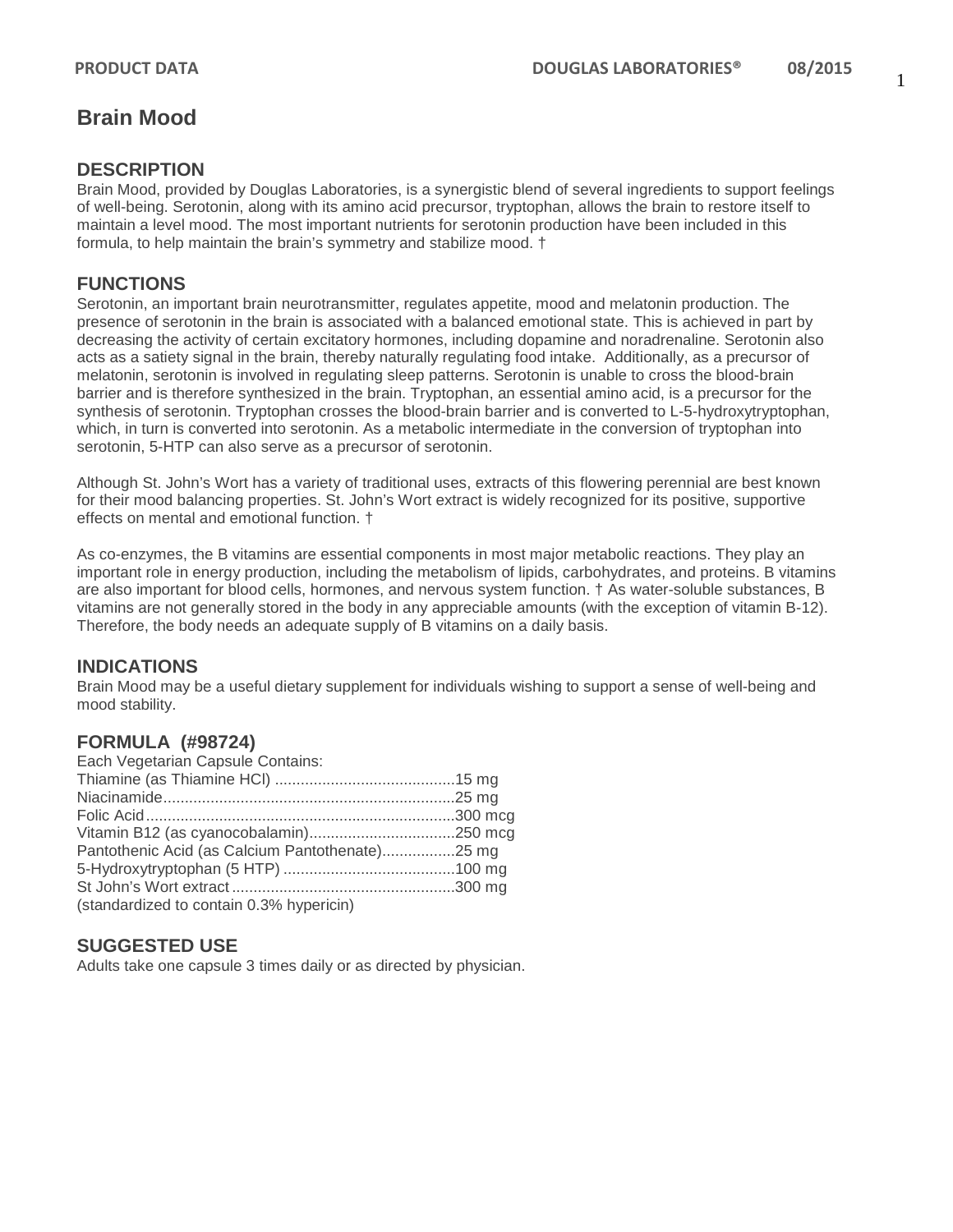# Brain Mood

## DESCRIPTION

Brain Mood, provided by Douglas Laboratories, is a synergistic blend of several ingredients to support feelings of well-being. Serotonin, along with its amino acid precursor, tryptophan, allows the brain to restore itself to maintain a level mood. The most important nutrients for serotonin production have been included in this formula, to help maintain the brain's symmetry and stabilize mood. †

## FUNCTIONS

Serotonin, an important brain neurotransmitter, regulates appetite, mood and melatonin production. The presence of serotonin in the brain is associated with a balanced emotional state. This is achieved in part by decreasing the activity of certain excitatory hormones, including dopamine and noradrenaline. Serotonin also acts as a satiety signal in the brain, thereby naturally regulating food intake. Additionally, as a precursor of melatonin, serotonin is involved in regulating sleep patterns. Serotonin is unable to cross the blood-brain barrier and is therefore synthesized in the brain. Tryptophan, an essential amino acid, is a precursor for the synthesis of serotonin. Tryptophan crosses the blood-brain barrier and is converted to L-5-hydroxytryptophan, which, in turn is converted into serotonin. As a metabolic intermediate in the conversion of tryptophan into serotonin, 5-HTP can also serve as a precursor of serotonin.

Although St. John's Wort has a variety of traditional uses, extracts of this flowering perennial are best known for their mood balancing properties. St. John's Wort extract is widely recognized for its positive, supportive effects on mental and emotional function. †

As co-enzymes, the B vitamins are essential components in most major metabolic reactions. They play an important role in energy production, including the metabolism of lipids, carbohydrates, and proteins. B vitamins are also important for blood cells, hormones, and nervous system function. † As water-soluble substances, B vitamins are not generally stored in the body in any appreciable amounts (with the exception of vitamin B-12). Therefore, the body needs an adequate supply of B vitamins on a daily basis.

## INDICATIONS

Brain Mood may be a useful dietary supplement for individuals wishing to support a sense of well-being and mood stability.

## FORMULA (#98724)

Each Vegetarian Capsule Contains:

| Ingredient | Amount |
|---|---|
| Thiamine (as Thiamine HCl) | 15 mg |
| Niacinamide | 25 mg |
| Folic Acid | 300 mcg |
| Vitamin B12 (as cyanocobalamin) | 250 mcg |
| Pantothenic Acid (as Calcium Pantothenate) | 25 mg |
| 5-Hydroxytryptophan (5 HTP) | 100 mg |
| St John's Wort extract (standardized to contain 0.3% hypericin) | 300 mg |

## SUGGESTED USE

Adults take one capsule 3 times daily or as directed by physician.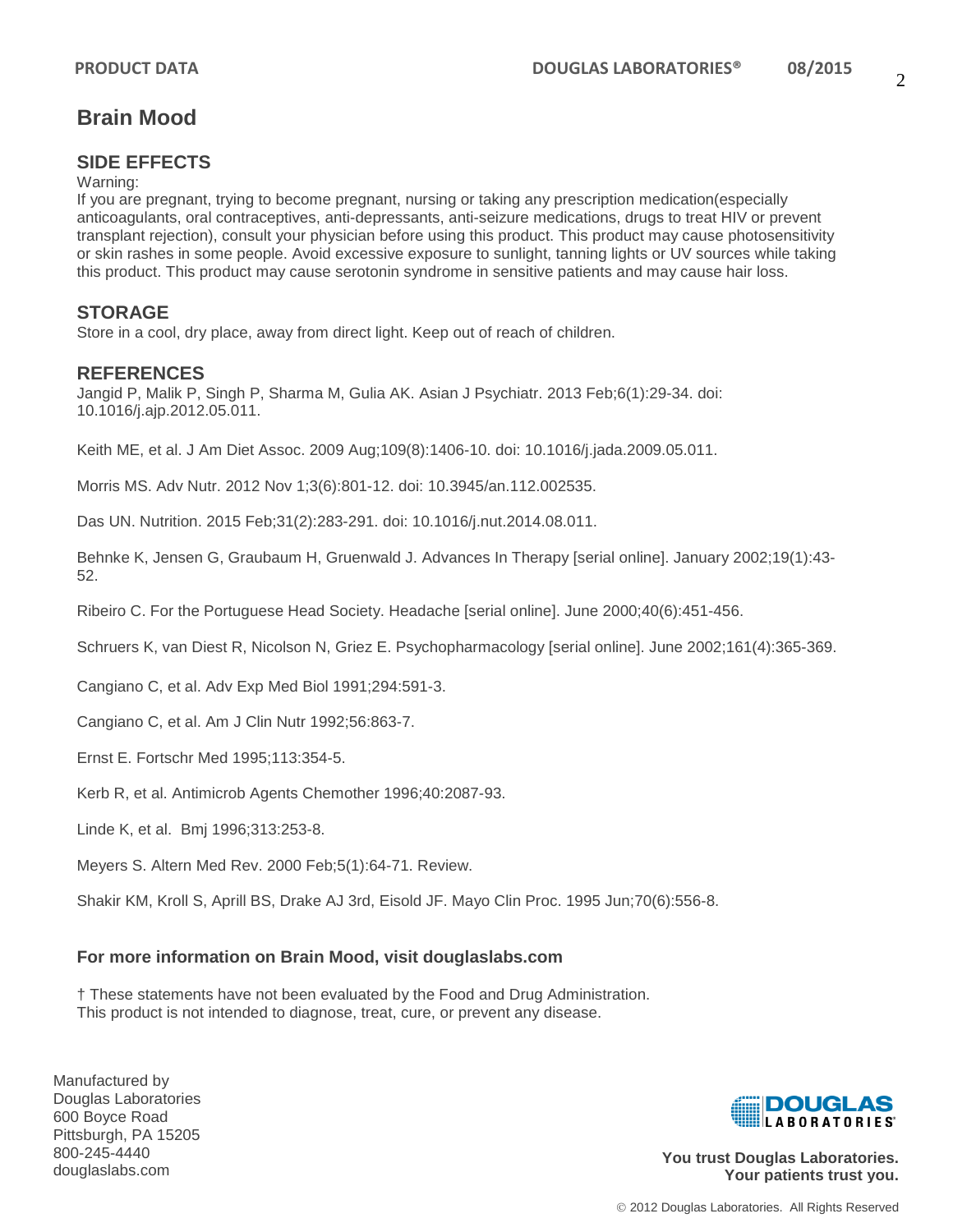# Brain Mood

## SIDE EFFECTS

Warning:

If you are pregnant, trying to become pregnant, nursing or taking any prescription medication(especially anticoagulants, oral contraceptives, anti-depressants, anti-seizure medications, drugs to treat HIV or prevent transplant rejection), consult your physician before using this product. This product may cause photosensitivity or skin rashes in some people. Avoid excessive exposure to sunlight, tanning lights or UV sources while taking this product. This product may cause serotonin syndrome in sensitive patients and may cause hair loss.

## STORAGE

Store in a cool, dry place, away from direct light. Keep out of reach of children.

## REFERENCES

Jangid P, Malik P, Singh P, Sharma M, Gulia AK. Asian J Psychiatr. 2013 Feb;6(1):29-34. doi: 10.1016/j.ajp.2012.05.011.

Keith ME, et al. J Am Diet Assoc. 2009 Aug;109(8):1406-10. doi: 10.1016/j.jada.2009.05.011.

Morris MS. Adv Nutr. 2012 Nov 1;3(6):801-12. doi: 10.3945/an.112.002535.

Das UN. Nutrition. 2015 Feb;31(2):283-291. doi: 10.1016/j.nut.2014.08.011.

Behnke K, Jensen G, Graubaum H, Gruenwald J. Advances In Therapy [serial online]. January 2002;19(1):43-52.

Ribeiro C. For the Portuguese Head Society. Headache [serial online]. June 2000;40(6):451-456.

Schruers K, van Diest R, Nicolson N, Griez E. Psychopharmacology [serial online]. June 2002;161(4):365-369.

Cangiano C, et al. Adv Exp Med Biol 1991;294:591-3.

Cangiano C, et al. Am J Clin Nutr 1992;56:863-7.

Ernst E. Fortschr Med 1995;113:354-5.

Kerb R, et al. Antimicrob Agents Chemother 1996;40:2087-93.

Linde K, et al. Bmj 1996;313:253-8.

Meyers S. Altern Med Rev. 2000 Feb;5(1):64-71. Review.

Shakir KM, Kroll S, Aprill BS, Drake AJ 3rd, Eisold JF. Mayo Clin Proc. 1995 Jun;70(6):556-8.

**For more information on Brain Mood, visit douglaslabs.com**

† These statements have not been evaluated by the Food and Drug Administration.
This product is not intended to diagnose, treat, cure, or prevent any disease.

Manufactured by
Douglas Laboratories
600 Boyce Road
Pittsburgh, PA 15205
800-245-4440
douglaslabs.com

DOUGLAS LABORATORIES

**You trust Douglas Laboratories.**
**Your patients trust you.**

© 2012 Douglas Laboratories. All Rights Reserved